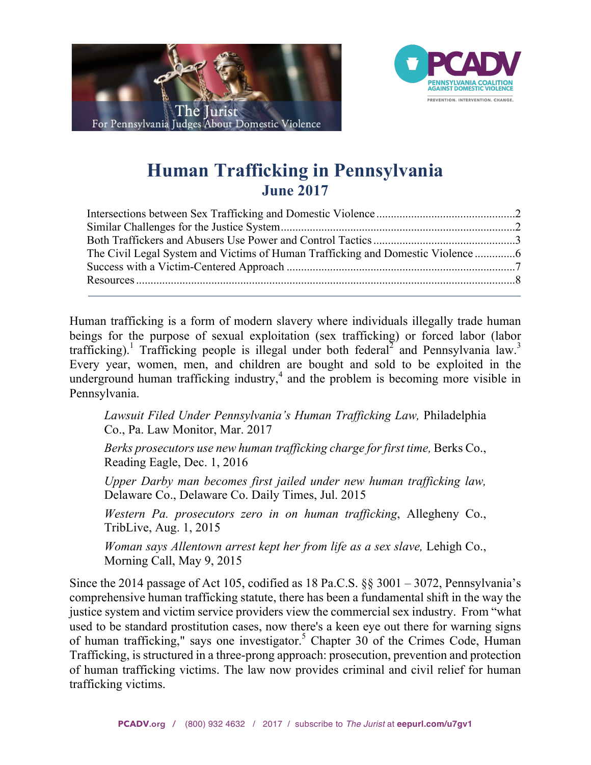The Jurist
For Pennsylvania Judges About Domestic Violence

PCADV
PENNSYLVANIA COALITION AGAINST DOMESTIC VIOLENCE
PREVENTION. INTERVENTION. CHANGE.

# Human Trafficking in Pennsylvania
## June 2017

- Intersections between Sex Trafficking and Domestic Violence ........ 2
- Similar Challenges for the Justice System ........ 2
- Both Traffickers and Abusers Use Power and Control Tactics ........ 3
- The Civil Legal System and Victims of Human Trafficking and Domestic Violence ........ 6
- Success with a Victim-Centered Approach ........ 7
- Resources ........ 8

---

Human trafficking is a form of modern slavery where individuals illegally trade human beings for the purpose of sexual exploitation (sex trafficking) or forced labor (labor trafficking).[1] Trafficking people is illegal under both federal[2] and Pennsylvania law.[3] Every year, women, men, and children are bought and sold to be exploited in the underground human trafficking industry,[4] and the problem is becoming more visible in Pennsylvania.

> *Lawsuit Filed Under Pennsylvania's Human Trafficking Law,* Philadelphia Co., Pa. Law Monitor, Mar. 2017
>
> *Berks prosecutors use new human trafficking charge for first time,* Berks Co., Reading Eagle, Dec. 1, 2016
>
> *Upper Darby man becomes first jailed under new human trafficking law,* Delaware Co., Delaware Co. Daily Times, Jul. 2015
>
> *Western Pa. prosecutors zero in on human trafficking*, Allegheny Co., TribLive, Aug. 1, 2015
>
> *Woman says Allentown arrest kept her from life as a sex slave,* Lehigh Co., Morning Call, May 9, 2015

Since the 2014 passage of Act 105, codified as 18 Pa.C.S. §§ 3001 – 3072, Pennsylvania's comprehensive human trafficking statute, there has been a fundamental shift in the way the justice system and victim service providers view the commercial sex industry. From "what used to be standard prostitution cases, now there's a keen eye out there for warning signs of human trafficking," says one investigator.[5] Chapter 30 of the Crimes Code, Human Trafficking, is structured in a three-prong approach: prosecution, prevention and protection of human trafficking victims. The law now provides criminal and civil relief for human trafficking victims.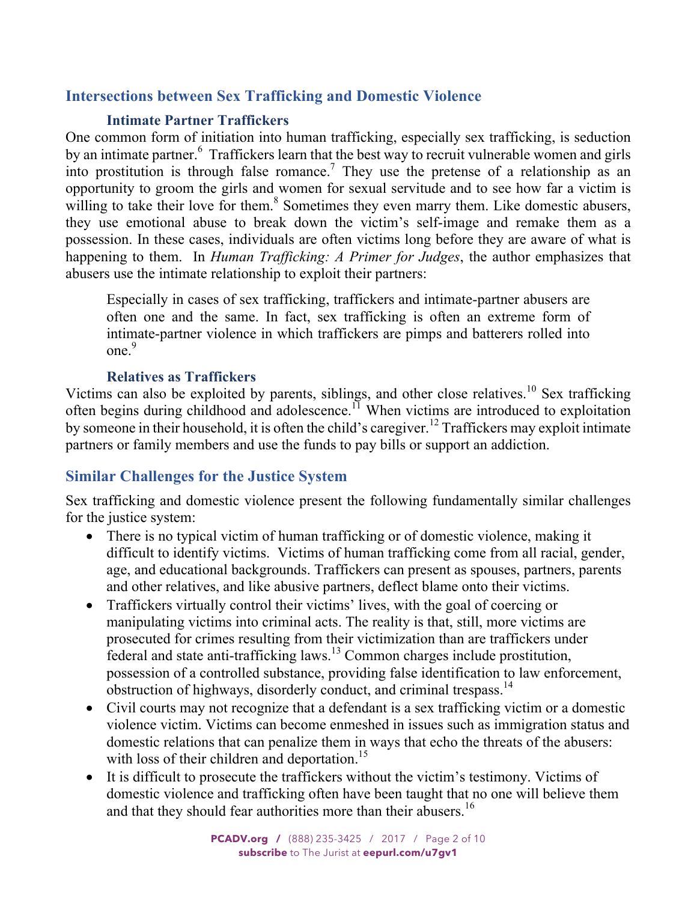## Intersections between Sex Trafficking and Domestic Violence

### Intimate Partner Traffickers

One common form of initiation into human trafficking, especially sex trafficking, is seduction by an intimate partner.[6] Traffickers learn that the best way to recruit vulnerable women and girls into prostitution is through false romance.[7] They use the pretense of a relationship as an opportunity to groom the girls and women for sexual servitude and to see how far a victim is willing to take their love for them.[8] Sometimes they even marry them. Like domestic abusers, they use emotional abuse to break down the victim's self-image and remake them as a possession. In these cases, individuals are often victims long before they are aware of what is happening to them. In *Human Trafficking: A Primer for Judges*, the author emphasizes that abusers use the intimate relationship to exploit their partners:

> Especially in cases of sex trafficking, traffickers and intimate-partner abusers are often one and the same. In fact, sex trafficking is often an extreme form of intimate-partner violence in which traffickers are pimps and batterers rolled into one.[9]

### Relatives as Traffickers

Victims can also be exploited by parents, siblings, and other close relatives.[10] Sex trafficking often begins during childhood and adolescence.[11] When victims are introduced to exploitation by someone in their household, it is often the child's caregiver.[12] Traffickers may exploit intimate partners or family members and use the funds to pay bills or support an addiction.

## Similar Challenges for the Justice System

Sex trafficking and domestic violence present the following fundamentally similar challenges for the justice system:

- There is no typical victim of human trafficking or of domestic violence, making it difficult to identify victims. Victims of human trafficking come from all racial, gender, age, and educational backgrounds. Traffickers can present as spouses, partners, parents and other relatives, and like abusive partners, deflect blame onto their victims.
- Traffickers virtually control their victims' lives, with the goal of coercing or manipulating victims into criminal acts. The reality is that, still, more victims are prosecuted for crimes resulting from their victimization than are traffickers under federal and state anti-trafficking laws.[13] Common charges include prostitution, possession of a controlled substance, providing false identification to law enforcement, obstruction of highways, disorderly conduct, and criminal trespass.[14]
- Civil courts may not recognize that a defendant is a sex trafficking victim or a domestic violence victim. Victims can become enmeshed in issues such as immigration status and domestic relations that can penalize them in ways that echo the threats of the abusers: with loss of their children and deportation.[15]
- It is difficult to prosecute the traffickers without the victim's testimony. Victims of domestic violence and trafficking often have been taught that no one will believe them and that they should fear authorities more than their abusers.[16]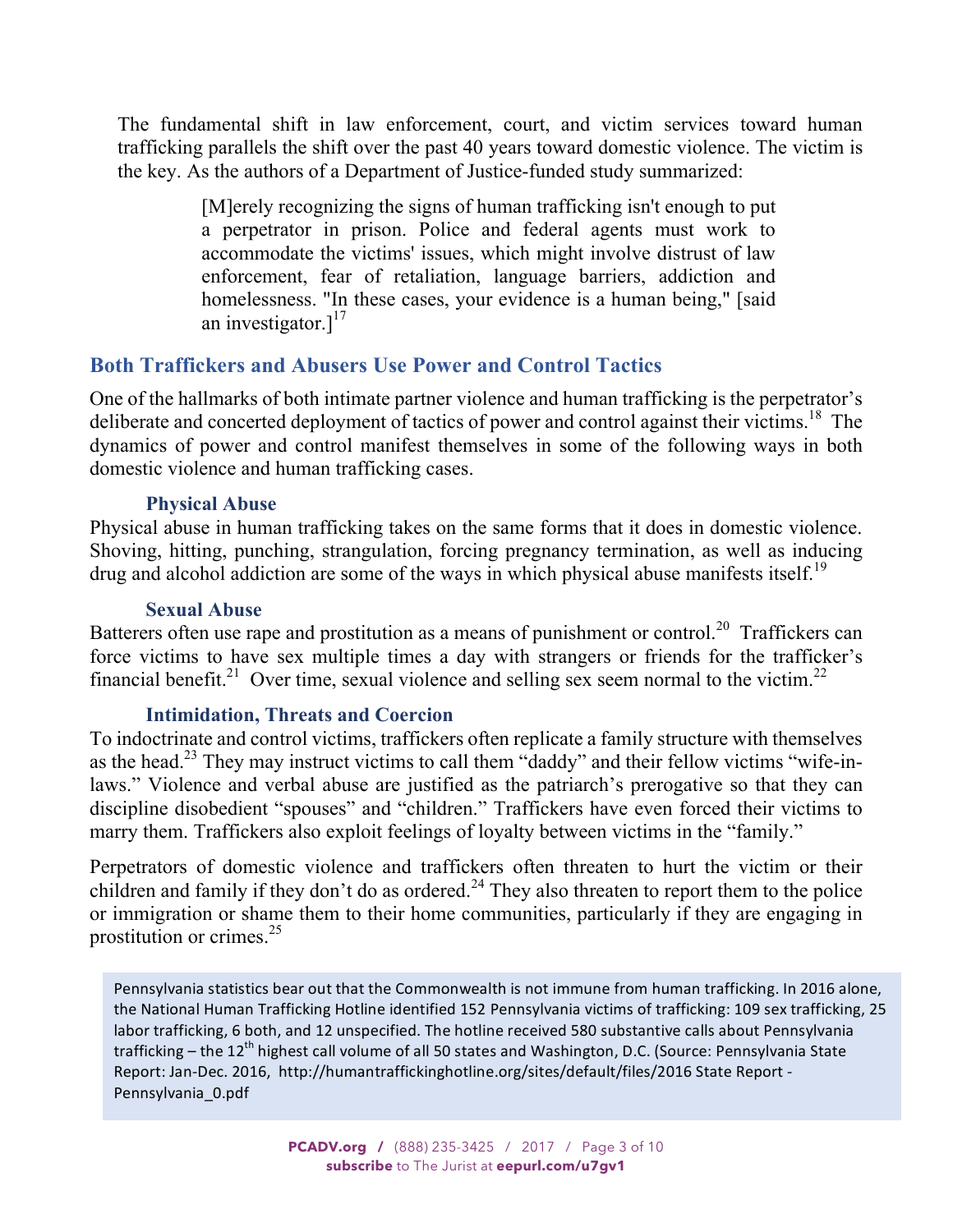The fundamental shift in law enforcement, court, and victim services toward human trafficking parallels the shift over the past 40 years toward domestic violence. The victim is the key. As the authors of a Department of Justice-funded study summarized:

> [M]erely recognizing the signs of human trafficking isn't enough to put a perpetrator in prison. Police and federal agents must work to accommodate the victims' issues, which might involve distrust of law enforcement, fear of retaliation, language barriers, addiction and homelessness. "In these cases, your evidence is a human being," [said an investigator.][17]

## Both Traffickers and Abusers Use Power and Control Tactics

One of the hallmarks of both intimate partner violence and human trafficking is the perpetrator's deliberate and concerted deployment of tactics of power and control against their victims.[18] The dynamics of power and control manifest themselves in some of the following ways in both domestic violence and human trafficking cases.

### Physical Abuse

Physical abuse in human trafficking takes on the same forms that it does in domestic violence. Shoving, hitting, punching, strangulation, forcing pregnancy termination, as well as inducing drug and alcohol addiction are some of the ways in which physical abuse manifests itself.[19]

### Sexual Abuse

Batterers often use rape and prostitution as a means of punishment or control.[20] Traffickers can force victims to have sex multiple times a day with strangers or friends for the trafficker's financial benefit.[21] Over time, sexual violence and selling sex seem normal to the victim.[22]

### Intimidation, Threats and Coercion

To indoctrinate and control victims, traffickers often replicate a family structure with themselves as the head.[23] They may instruct victims to call them "daddy" and their fellow victims "wife-in-laws." Violence and verbal abuse are justified as the patriarch's prerogative so that they can discipline disobedient "spouses" and "children." Traffickers have even forced their victims to marry them. Traffickers also exploit feelings of loyalty between victims in the "family."

Perpetrators of domestic violence and traffickers often threaten to hurt the victim or their children and family if they don't do as ordered.[24] They also threaten to report them to the police or immigration or shame them to their home communities, particularly if they are engaging in prostitution or crimes.[25]

> Pennsylvania statistics bear out that the Commonwealth is not immune from human trafficking. In 2016 alone, the National Human Trafficking Hotline identified 152 Pennsylvania victims of trafficking: 109 sex trafficking, 25 labor trafficking, 6 both, and 12 unspecified. The hotline received 580 substantive calls about Pennsylvania trafficking – the 12th highest call volume of all 50 states and Washington, D.C. (Source: Pennsylvania State Report: Jan-Dec. 2016, http://humantraffickinghotline.org/sites/default/files/2016 State Report - Pennsylvania_0.pdf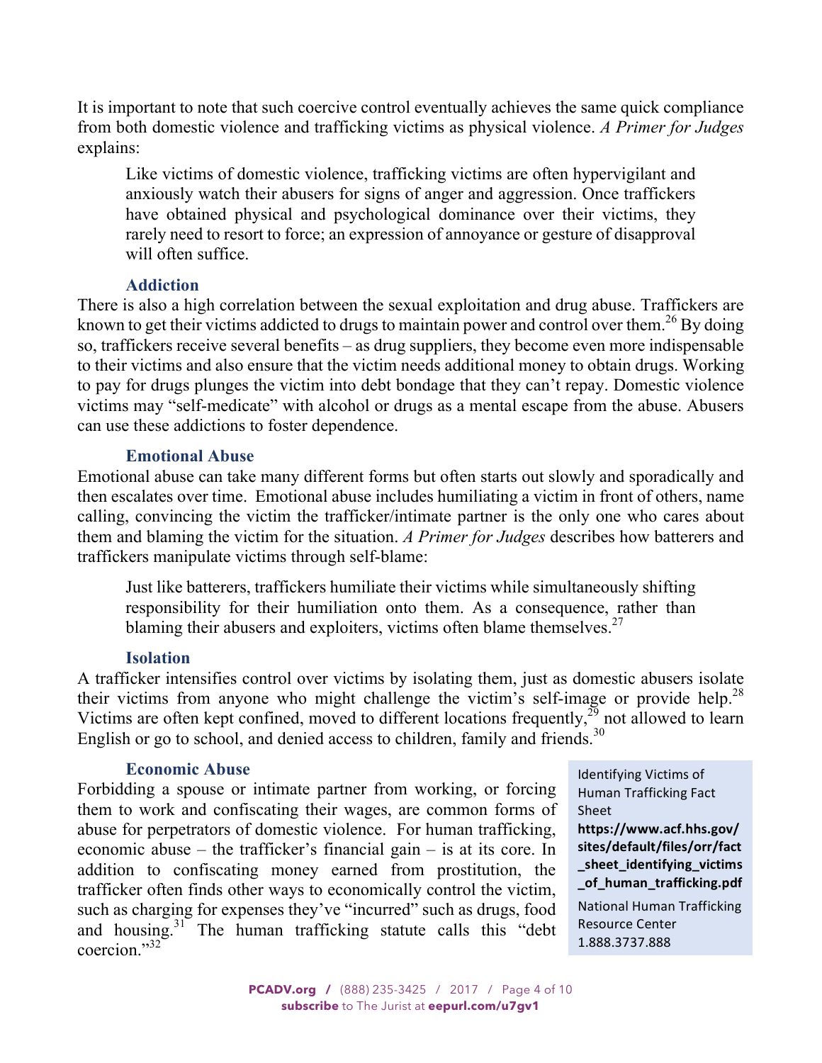It is important to note that such coercive control eventually achieves the same quick compliance from both domestic violence and trafficking victims as physical violence. *A Primer for Judges* explains:

> Like victims of domestic violence, trafficking victims are often hypervigilant and anxiously watch their abusers for signs of anger and aggression. Once traffickers have obtained physical and psychological dominance over their victims, they rarely need to resort to force; an expression of annoyance or gesture of disapproval will often suffice.

### Addiction

There is also a high correlation between the sexual exploitation and drug abuse. Traffickers are known to get their victims addicted to drugs to maintain power and control over them.[26] By doing so, traffickers receive several benefits – as drug suppliers, they become even more indispensable to their victims and also ensure that the victim needs additional money to obtain drugs. Working to pay for drugs plunges the victim into debt bondage that they can't repay. Domestic violence victims may "self-medicate" with alcohol or drugs as a mental escape from the abuse. Abusers can use these addictions to foster dependence.

### Emotional Abuse

Emotional abuse can take many different forms but often starts out slowly and sporadically and then escalates over time. Emotional abuse includes humiliating a victim in front of others, name calling, convincing the victim the trafficker/intimate partner is the only one who cares about them and blaming the victim for the situation. *A Primer for Judges* describes how batterers and traffickers manipulate victims through self-blame:

> Just like batterers, traffickers humiliate their victims while simultaneously shifting responsibility for their humiliation onto them. As a consequence, rather than blaming their abusers and exploiters, victims often blame themselves.[27]

### Isolation

A trafficker intensifies control over victims by isolating them, just as domestic abusers isolate their victims from anyone who might challenge the victim's self-image or provide help.[28] Victims are often kept confined, moved to different locations frequently,[29] not allowed to learn English or go to school, and denied access to children, family and friends.[30]

### Economic Abuse

Forbidding a spouse or intimate partner from working, or forcing them to work and confiscating their wages, are common forms of abuse for perpetrators of domestic violence. For human trafficking, economic abuse – the trafficker's financial gain – is at its core. In addition to confiscating money earned from prostitution, the trafficker often finds other ways to economically control the victim, such as charging for expenses they've "incurred" such as drugs, food and housing.[31] The human trafficking statute calls this "debt coercion."[32]

> Identifying Victims of Human Trafficking Fact Sheet
> **https://www.acf.hhs.gov/sites/default/files/orr/fact_sheet_identifying_victims_of_human_trafficking.pdf**
> National Human Trafficking Resource Center
> 1.888.3737.888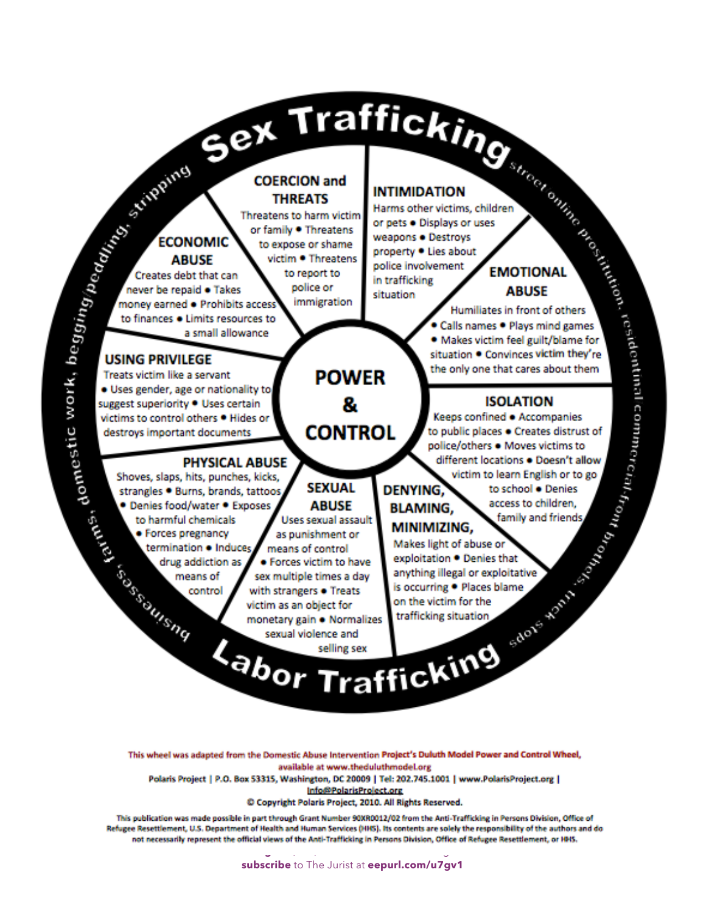# Sex Trafficking

*street, online prostitution, residential commercial-front brothels, truck stops*

# POWER & CONTROL

### COERCION and THREATS
Threatens to harm victim or family • Threatens to expose or shame victim • Threatens to report to police or immigration

### INTIMIDATION
Harms other victims, children or pets • Displays or uses weapons • Destroys property • Lies about police involvement in trafficking situation

### EMOTIONAL ABUSE
Humiliates in front of others • Calls names • Plays mind games • Makes victim feel guilt/blame for situation • Convinces victim they're the only one that cares about them

### ISOLATION
Keeps confined • Accompanies to public places • Creates distrust of police/others • Moves victims to different locations • Doesn't allow victim to learn English or to go to school • Denies access to children, family and friends

### DENYING, BLAMING, MINIMIZING,
Makes light of abuse or exploitation • Denies that anything illegal or exploitative is occurring • Places blame on the victim for the trafficking situation

### SEXUAL ABUSE
Uses sexual assault as punishment or means of control • Forces victim to have sex multiple times a day with strangers • Treats victim as an object for monetary gain • Normalizes sexual violence and selling sex

### PHYSICAL ABUSE
Shoves, slaps, hits, punches, kicks, strangles • Burns, brands, tattoos • Denies food/water • Exposes to harmful chemicals • Forces pregnancy termination • Induces drug addiction as means of control

### USING PRIVILEGE
Treats victim like a servant • Uses gender, age or nationality to suggest superiority • Uses certain victims to control others • Hides or destroys important documents

### ECONOMIC ABUSE
Creates debt that can never be repaid • Takes money earned • Prohibits access to finances • Limits resources to a small allowance

# Labor Trafficking

*businesses, farms, domestic work, begging/peddling, stripping*

This wheel was adapted from the Domestic Abuse Intervention Project's Duluth Model Power and Control Wheel, available at www.theduluthmodel.org

Polaris Project | P.O. Box 53315, Washington, DC 20009 | Tel: 202.745.1001 | www.PolarisProject.org | Info@PolarisProject.org

© Copyright Polaris Project, 2010. All Rights Reserved.

This publication was made possible in part through Grant Number 90XR0012/02 from the Anti-Trafficking in Persons Division, Office of Refugee Resettlement, U.S. Department of Health and Human Services (HHS). Its contents are solely the responsibility of the authors and do not necessarily represent the official views of the Anti-Trafficking in Persons Division, Office of Refugee Resettlement, or HHS.

**subscribe** to The Jurist at **eepurl.com/u7gv1**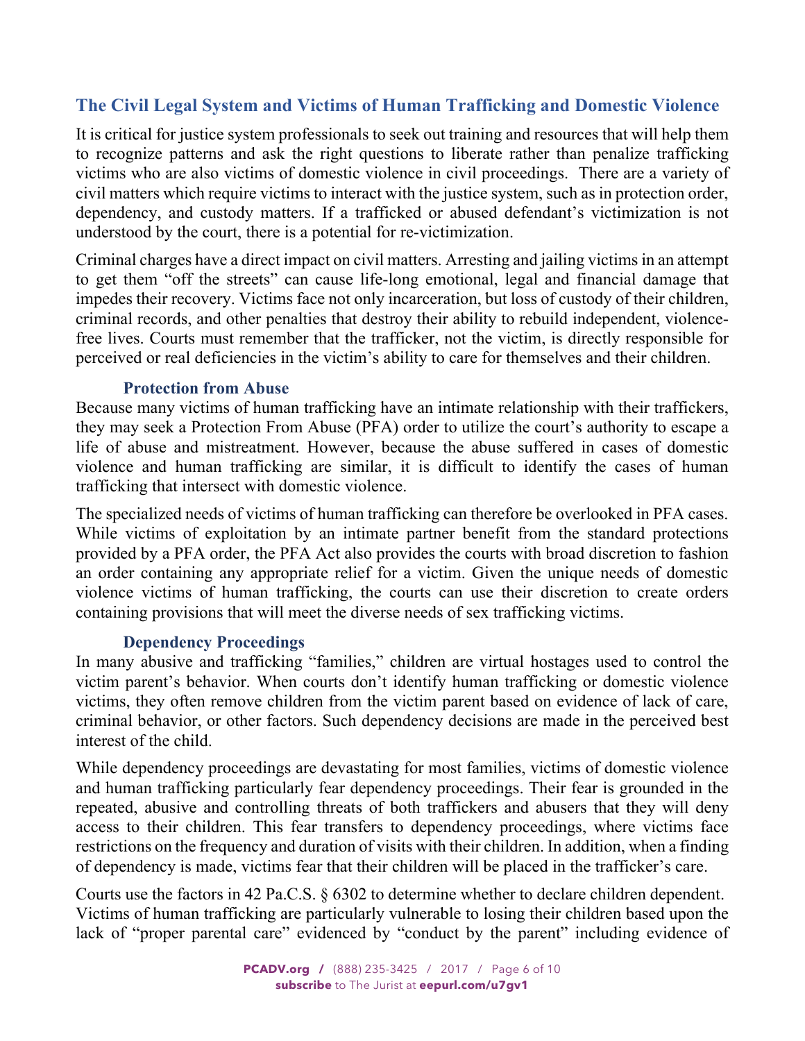## The Civil Legal System and Victims of Human Trafficking and Domestic Violence

It is critical for justice system professionals to seek out training and resources that will help them to recognize patterns and ask the right questions to liberate rather than penalize trafficking victims who are also victims of domestic violence in civil proceedings. There are a variety of civil matters which require victims to interact with the justice system, such as in protection order, dependency, and custody matters. If a trafficked or abused defendant's victimization is not understood by the court, there is a potential for re-victimization.

Criminal charges have a direct impact on civil matters. Arresting and jailing victims in an attempt to get them "off the streets" can cause life-long emotional, legal and financial damage that impedes their recovery. Victims face not only incarceration, but loss of custody of their children, criminal records, and other penalties that destroy their ability to rebuild independent, violence-free lives. Courts must remember that the trafficker, not the victim, is directly responsible for perceived or real deficiencies in the victim's ability to care for themselves and their children.

### Protection from Abuse

Because many victims of human trafficking have an intimate relationship with their traffickers, they may seek a Protection From Abuse (PFA) order to utilize the court's authority to escape a life of abuse and mistreatment. However, because the abuse suffered in cases of domestic violence and human trafficking are similar, it is difficult to identify the cases of human trafficking that intersect with domestic violence.

The specialized needs of victims of human trafficking can therefore be overlooked in PFA cases. While victims of exploitation by an intimate partner benefit from the standard protections provided by a PFA order, the PFA Act also provides the courts with broad discretion to fashion an order containing any appropriate relief for a victim. Given the unique needs of domestic violence victims of human trafficking, the courts can use their discretion to create orders containing provisions that will meet the diverse needs of sex trafficking victims.

### Dependency Proceedings

In many abusive and trafficking "families," children are virtual hostages used to control the victim parent's behavior. When courts don't identify human trafficking or domestic violence victims, they often remove children from the victim parent based on evidence of lack of care, criminal behavior, or other factors. Such dependency decisions are made in the perceived best interest of the child.

While dependency proceedings are devastating for most families, victims of domestic violence and human trafficking particularly fear dependency proceedings. Their fear is grounded in the repeated, abusive and controlling threats of both traffickers and abusers that they will deny access to their children. This fear transfers to dependency proceedings, where victims face restrictions on the frequency and duration of visits with their children. In addition, when a finding of dependency is made, victims fear that their children will be placed in the trafficker's care.

Courts use the factors in 42 Pa.C.S. § 6302 to determine whether to declare children dependent. Victims of human trafficking are particularly vulnerable to losing their children based upon the lack of "proper parental care" evidenced by "conduct by the parent" including evidence of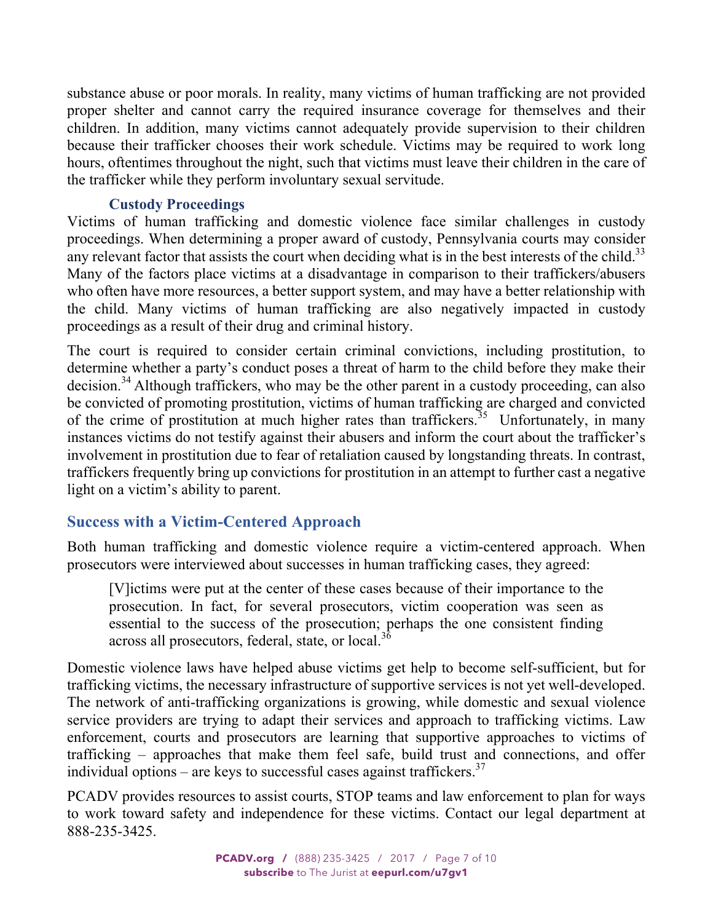substance abuse or poor morals. In reality, many victims of human trafficking are not provided proper shelter and cannot carry the required insurance coverage for themselves and their children. In addition, many victims cannot adequately provide supervision to their children because their trafficker chooses their work schedule. Victims may be required to work long hours, oftentimes throughout the night, such that victims must leave their children in the care of the trafficker while they perform involuntary sexual servitude.

### Custody Proceedings

Victims of human trafficking and domestic violence face similar challenges in custody proceedings. When determining a proper award of custody, Pennsylvania courts may consider any relevant factor that assists the court when deciding what is in the best interests of the child.[33] Many of the factors place victims at a disadvantage in comparison to their traffickers/abusers who often have more resources, a better support system, and may have a better relationship with the child. Many victims of human trafficking are also negatively impacted in custody proceedings as a result of their drug and criminal history.

The court is required to consider certain criminal convictions, including prostitution, to determine whether a party's conduct poses a threat of harm to the child before they make their decision.[34] Although traffickers, who may be the other parent in a custody proceeding, can also be convicted of promoting prostitution, victims of human trafficking are charged and convicted of the crime of prostitution at much higher rates than traffickers.[35] Unfortunately, in many instances victims do not testify against their abusers and inform the court about the trafficker's involvement in prostitution due to fear of retaliation caused by longstanding threats. In contrast, traffickers frequently bring up convictions for prostitution in an attempt to further cast a negative light on a victim's ability to parent.

## Success with a Victim-Centered Approach

Both human trafficking and domestic violence require a victim-centered approach. When prosecutors were interviewed about successes in human trafficking cases, they agreed:

> [V]ictims were put at the center of these cases because of their importance to the prosecution. In fact, for several prosecutors, victim cooperation was seen as essential to the success of the prosecution; perhaps the one consistent finding across all prosecutors, federal, state, or local.[36]

Domestic violence laws have helped abuse victims get help to become self-sufficient, but for trafficking victims, the necessary infrastructure of supportive services is not yet well-developed. The network of anti-trafficking organizations is growing, while domestic and sexual violence service providers are trying to adapt their services and approach to trafficking victims. Law enforcement, courts and prosecutors are learning that supportive approaches to victims of trafficking – approaches that make them feel safe, build trust and connections, and offer individual options – are keys to successful cases against traffickers.[37]

PCADV provides resources to assist courts, STOP teams and law enforcement to plan for ways to work toward safety and independence for these victims. Contact our legal department at 888-235-3425.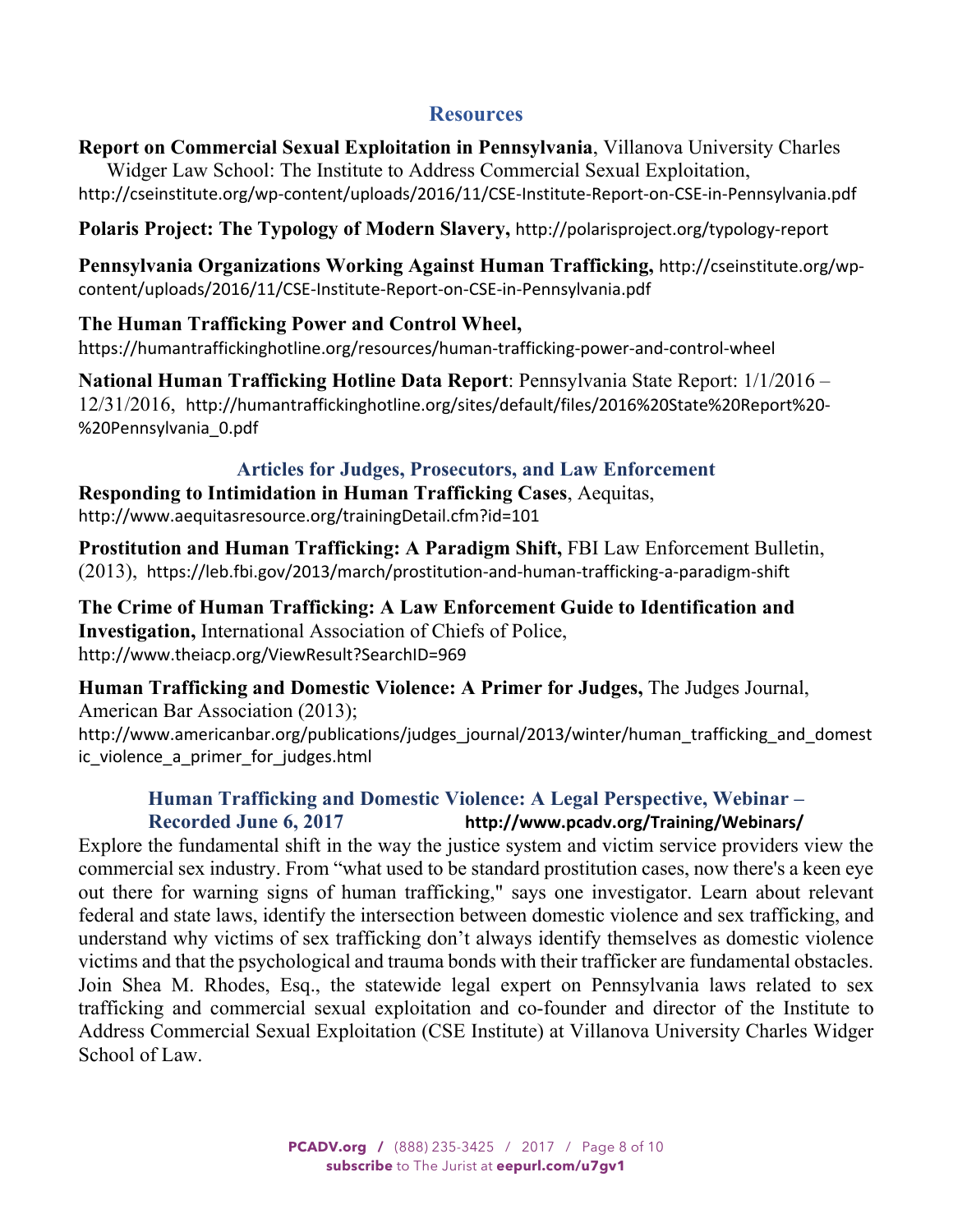## Resources

**Report on Commercial Sexual Exploitation in Pennsylvania**, Villanova University Charles Widger Law School: The Institute to Address Commercial Sexual Exploitation, http://cseinstitute.org/wp-content/uploads/2016/11/CSE-Institute-Report-on-CSE-in-Pennsylvania.pdf

**Polaris Project: The Typology of Modern Slavery,** http://polarisproject.org/typology-report

**Pennsylvania Organizations Working Against Human Trafficking,** http://cseinstitute.org/wp-content/uploads/2016/11/CSE-Institute-Report-on-CSE-in-Pennsylvania.pdf

**The Human Trafficking Power and Control Wheel,** https://humantraffickinghotline.org/resources/human-trafficking-power-and-control-wheel

**National Human Trafficking Hotline Data Report**: Pennsylvania State Report: 1/1/2016 – 12/31/2016, http://humantraffickinghotline.org/sites/default/files/2016%20State%20Report%20-%20Pennsylvania_0.pdf

## Articles for Judges, Prosecutors, and Law Enforcement

**Responding to Intimidation in Human Trafficking Cases**, Aequitas, http://www.aequitasresource.org/trainingDetail.cfm?id=101

**Prostitution and Human Trafficking: A Paradigm Shift,** FBI Law Enforcement Bulletin, (2013), https://leb.fbi.gov/2013/march/prostitution-and-human-trafficking-a-paradigm-shift

**The Crime of Human Trafficking: A Law Enforcement Guide to Identification and Investigation,** International Association of Chiefs of Police, http://www.theiacp.org/ViewResult?SearchID=969

**Human Trafficking and Domestic Violence: A Primer for Judges,** The Judges Journal, American Bar Association (2013); http://www.americanbar.org/publications/judges_journal/2013/winter/human_trafficking_and_domestic_violence_a_primer_for_judges.html

### Human Trafficking and Domestic Violence: A Legal Perspective, Webinar – Recorded June 6, 2017 **http://www.pcadv.org/Training/Webinars/**

Explore the fundamental shift in the way the justice system and victim service providers view the commercial sex industry. From "what used to be standard prostitution cases, now there's a keen eye out there for warning signs of human trafficking," says one investigator. Learn about relevant federal and state laws, identify the intersection between domestic violence and sex trafficking, and understand why victims of sex trafficking don't always identify themselves as domestic violence victims and that the psychological and trauma bonds with their trafficker are fundamental obstacles. Join Shea M. Rhodes, Esq., the statewide legal expert on Pennsylvania laws related to sex trafficking and commercial sexual exploitation and co-founder and director of the Institute to Address Commercial Sexual Exploitation (CSE Institute) at Villanova University Charles Widger School of Law.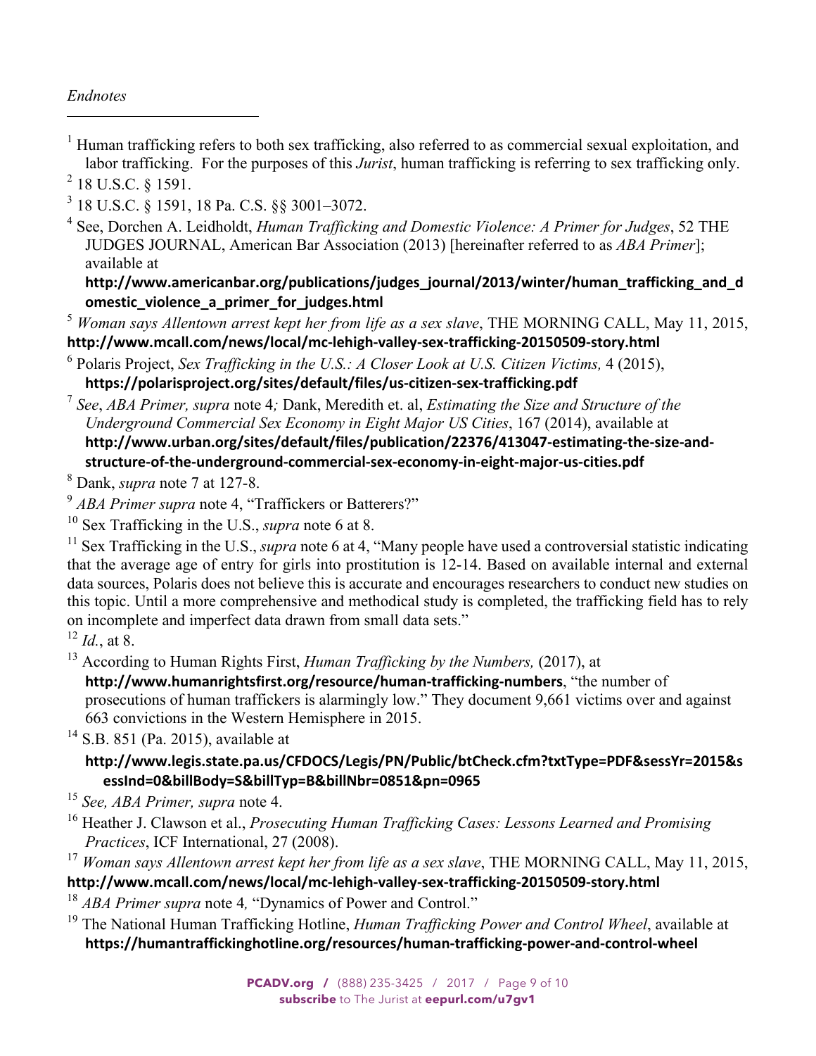*Endnotes*

[1] Human trafficking refers to both sex trafficking, also referred to as commercial sexual exploitation, and labor trafficking. For the purposes of this *Jurist*, human trafficking is referring to sex trafficking only.

[2] 18 U.S.C. § 1591.

[3] 18 U.S.C. § 1591, 18 Pa. C.S. §§ 3001–3072.

[4] See, Dorchen A. Leidholdt, *Human Trafficking and Domestic Violence: A Primer for Judges*, 52 THE JUDGES JOURNAL, American Bar Association (2013) [hereinafter referred to as *ABA Primer*]; available at **http://www.americanbar.org/publications/judges_journal/2013/winter/human_trafficking_and_domestic_violence_a_primer_for_judges.html**

[5] *Woman says Allentown arrest kept her from life as a sex slave*, THE MORNING CALL, May 11, 2015, **http://www.mcall.com/news/local/mc-lehigh-valley-sex-trafficking-20150509-story.html**

[6] Polaris Project, *Sex Trafficking in the U.S.: A Closer Look at U.S. Citizen Victims,* 4 (2015), **https://polarisproject.org/sites/default/files/us-citizen-sex-trafficking.pdf**

[7] *See*, *ABA Primer, supra* note 4*;* Dank, Meredith et. al, *Estimating the Size and Structure of the Underground Commercial Sex Economy in Eight Major US Cities*, 167 (2014), available at **http://www.urban.org/sites/default/files/publication/22376/413047-estimating-the-size-and-structure-of-the-underground-commercial-sex-economy-in-eight-major-us-cities.pdf**

[8] Dank, *supra* note 7 at 127-8.

[9] *ABA Primer supra* note 4, "Traffickers or Batterers?"

[10] Sex Trafficking in the U.S., *supra* note 6 at 8.

[11] Sex Trafficking in the U.S., *supra* note 6 at 4, "Many people have used a controversial statistic indicating that the average age of entry for girls into prostitution is 12-14. Based on available internal and external data sources, Polaris does not believe this is accurate and encourages researchers to conduct new studies on this topic. Until a more comprehensive and methodical study is completed, the trafficking field has to rely on incomplete and imperfect data drawn from small data sets."

[12] *Id.*, at 8.

[13] According to Human Rights First, *Human Trafficking by the Numbers,* (2017), at **http://www.humanrightsfirst.org/resource/human-trafficking-numbers**, "the number of prosecutions of human traffickers is alarmingly low." They document 9,661 victims over and against 663 convictions in the Western Hemisphere in 2015.

[14] S.B. 851 (Pa. 2015), available at **http://www.legis.state.pa.us/CFDOCS/Legis/PN/Public/btCheck.cfm?txtType=PDF&sessYr=2015&sessInd=0&billBody=S&billTyp=B&billNbr=0851&pn=0965**

[15] *See, ABA Primer, supra* note 4.

[16] Heather J. Clawson et al., *Prosecuting Human Trafficking Cases: Lessons Learned and Promising Practices*, ICF International, 27 (2008).

[17] *Woman says Allentown arrest kept her from life as a sex slave*, THE MORNING CALL, May 11, 2015, **http://www.mcall.com/news/local/mc-lehigh-valley-sex-trafficking-20150509-story.html**

[18] *ABA Primer supra* note 4*,* "Dynamics of Power and Control."

[19] The National Human Trafficking Hotline, *Human Trafficking Power and Control Wheel*, available at **https://humantraffickinghotline.org/resources/human-trafficking-power-and-control-wheel**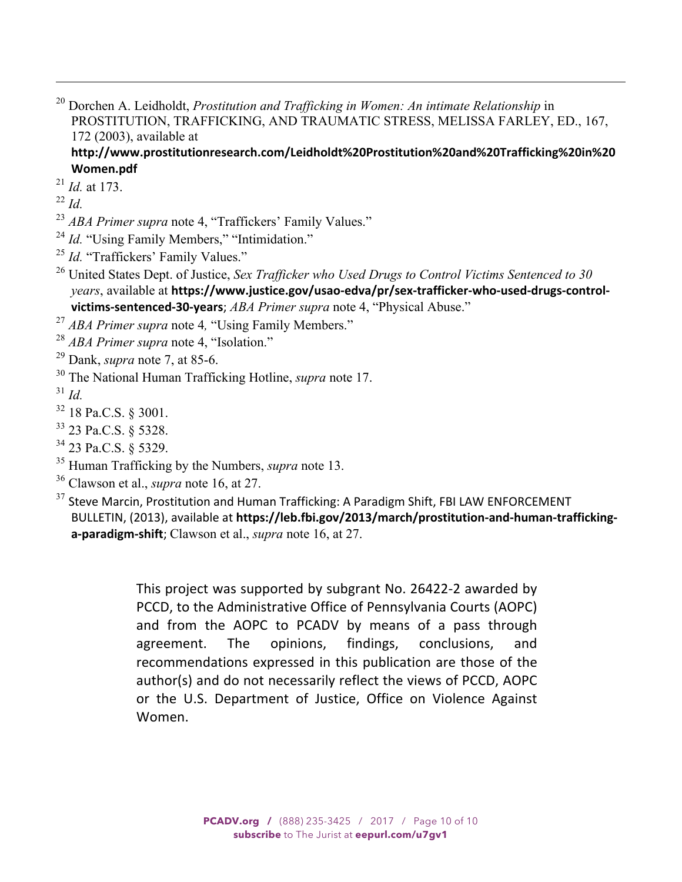[20] Dorchen A. Leidholdt, *Prostitution and Trafficking in Women: An intimate Relationship* in PROSTITUTION, TRAFFICKING, AND TRAUMATIC STRESS, MELISSA FARLEY, ED., 167, 172 (2003), available at **http://www.prostitutionresearch.com/Leidholdt%20Prostitution%20and%20Trafficking%20in%20Women.pdf**

[21] *Id.* at 173.

[22] *Id.*

[23] *ABA Primer supra* note 4, "Traffickers' Family Values."

[24] *Id.* "Using Family Members," "Intimidation."

[25] *Id.* "Traffickers' Family Values."

[26] United States Dept. of Justice, *Sex Trafficker who Used Drugs to Control Victims Sentenced to 30 years*, available at **https://www.justice.gov/usao-edva/pr/sex-trafficker-who-used-drugs-control-victims-sentenced-30-years**; *ABA Primer supra* note 4, "Physical Abuse."

[27] *ABA Primer supra* note 4, "Using Family Members."

[28] *ABA Primer supra* note 4, "Isolation."

[29] Dank, *supra* note 7, at 85-6.

[30] The National Human Trafficking Hotline, *supra* note 17.

[31] *Id.*

[32] 18 Pa.C.S. § 3001.

[33] 23 Pa.C.S. § 5328.

[34] 23 Pa.C.S. § 5329.

[35] Human Trafficking by the Numbers, *supra* note 13.

[36] Clawson et al., *supra* note 16, at 27.

[37] Steve Marcin, Prostitution and Human Trafficking: A Paradigm Shift, FBI LAW ENFORCEMENT BULLETIN, (2013), available at **https://leb.fbi.gov/2013/march/prostitution-and-human-trafficking-a-paradigm-shift**; Clawson et al., *supra* note 16, at 27.

This project was supported by subgrant No. 26422-2 awarded by PCCD, to the Administrative Office of Pennsylvania Courts (AOPC) and from the AOPC to PCADV by means of a pass through agreement. The opinions, findings, conclusions, and recommendations expressed in this publication are those of the author(s) and do not necessarily reflect the views of PCCD, AOPC or the U.S. Department of Justice, Office on Violence Against Women.